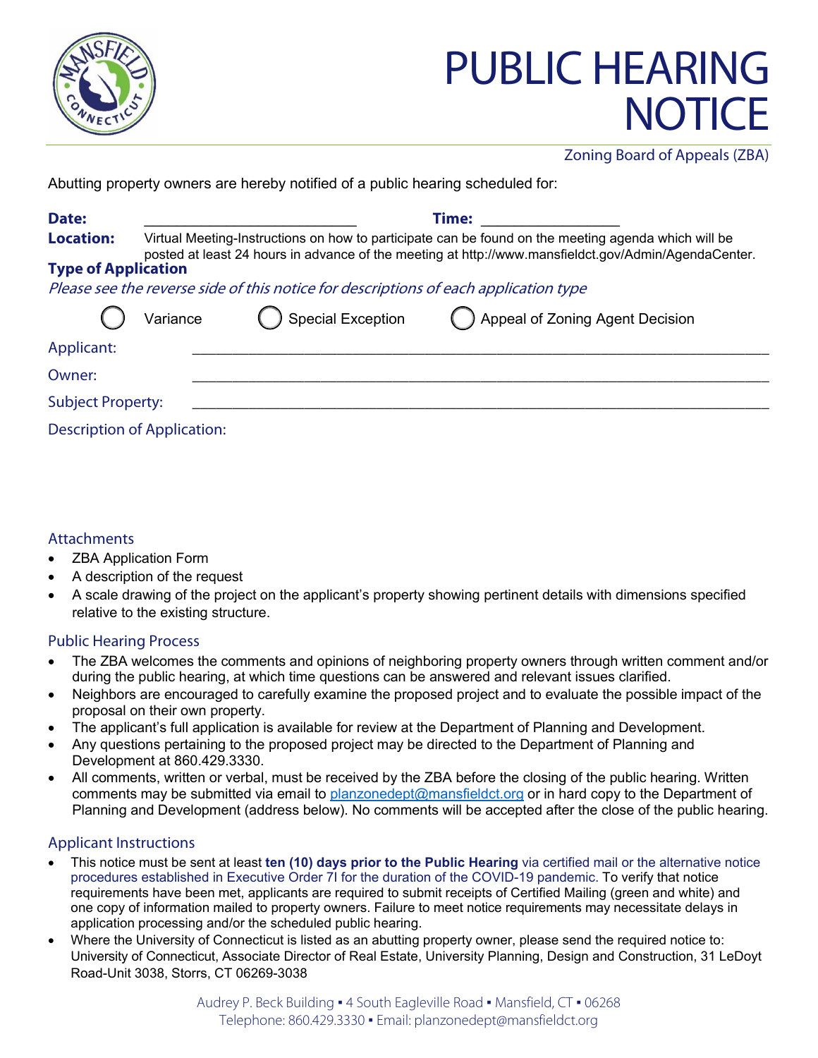# PUBLIC HEARING NOTICE

Zoning Board of Appeals (ZBA)

Abutting property owners are hereby notified of a public hearing scheduled for:

**Date:** ____________________________ **Time:** __________________

**Location:** Virtual Meeting-Instructions on how to participate can be found on the meeting agenda which will be posted at least 24 hours in advance of the meeting at http://www.mansfieldct.gov/Admin/AgendaCenter.

**Type of Application**

*Please see the reverse side of this notice for descriptions of each application type*

◯ Variance ◯ Special Exception ◯ Appeal of Zoning Agent Decision

Applicant: ____________________________________________________________

Owner: ____________________________________________________________

Subject Property: ____________________________________________________________

Description of Application:

## Attachments

- ZBA Application Form
- A description of the request
- A scale drawing of the project on the applicant's property showing pertinent details with dimensions specified relative to the existing structure.

## Public Hearing Process

- The ZBA welcomes the comments and opinions of neighboring property owners through written comment and/or during the public hearing, at which time questions can be answered and relevant issues clarified.
- Neighbors are encouraged to carefully examine the proposed project and to evaluate the possible impact of the proposal on their own property.
- The applicant's full application is available for review at the Department of Planning and Development.
- Any questions pertaining to the proposed project may be directed to the Department of Planning and Development at 860.429.3330.
- All comments, written or verbal, must be received by the ZBA before the closing of the public hearing. Written comments may be submitted via email to planzonedept@mansfieldct.org or in hard copy to the Department of Planning and Development (address below). No comments will be accepted after the close of the public hearing.

## Applicant Instructions

- This notice must be sent at least **ten (10) days prior to the Public Hearing** via certified mail or the alternative notice procedures established in Executive Order 7I for the duration of the COVID-19 pandemic. To verify that notice requirements have been met, applicants are required to submit receipts of Certified Mailing (green and white) and one copy of information mailed to property owners. Failure to meet notice requirements may necessitate delays in application processing and/or the scheduled public hearing.
- Where the University of Connecticut is listed as an abutting property owner, please send the required notice to: University of Connecticut, Associate Director of Real Estate, University Planning, Design and Construction, 31 LeDoyt Road-Unit 3038, Storrs, CT 06269-3038

Audrey P. Beck Building ▪ 4 South Eagleville Road ▪ Mansfield, CT ▪ 06268
Telephone: 860.429.3330 ▪ Email: planzonedept@mansfieldct.org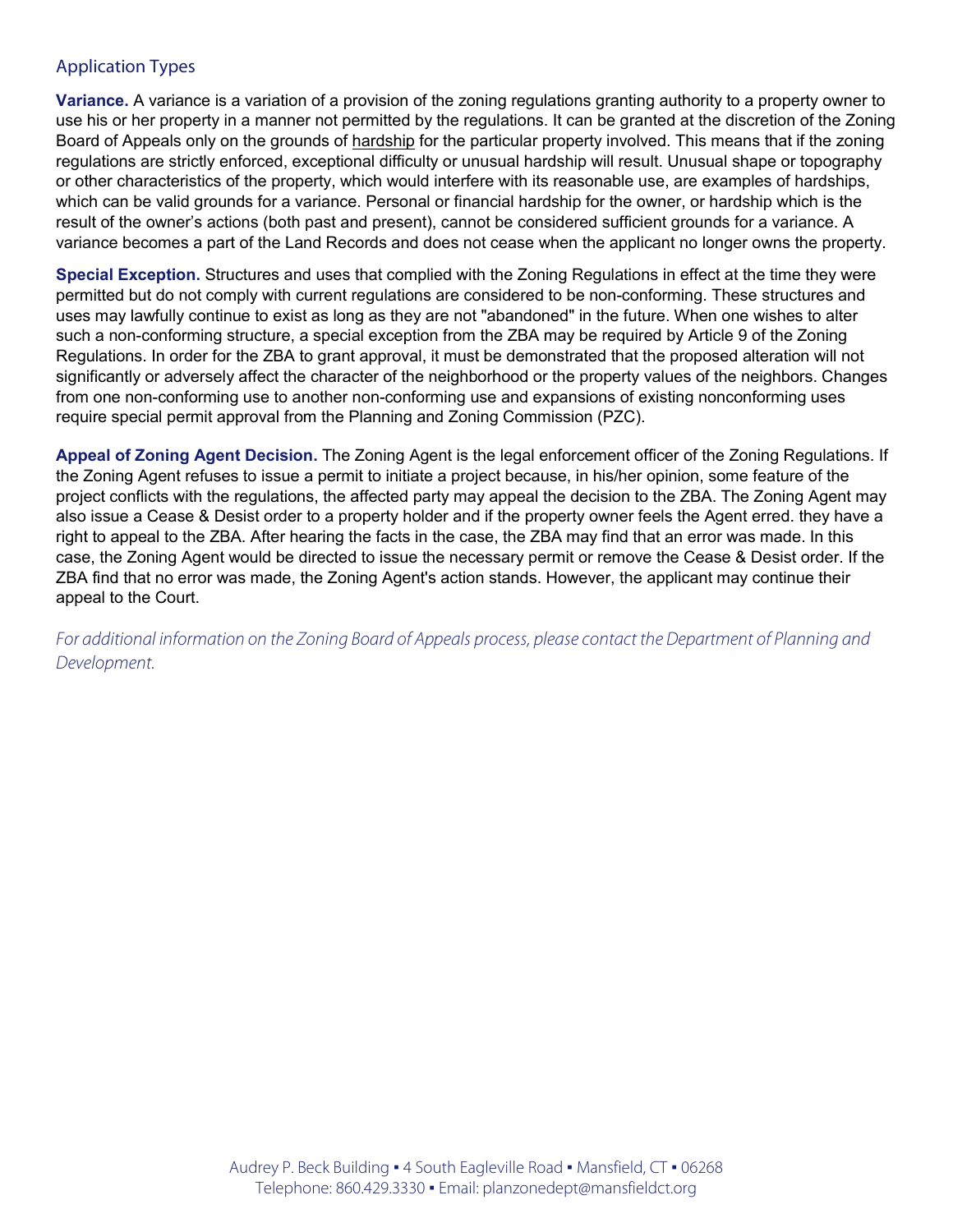## Application Types

**Variance.** A variance is a variation of a provision of the zoning regulations granting authority to a property owner to use his or her property in a manner not permitted by the regulations. It can be granted at the discretion of the Zoning Board of Appeals only on the grounds of hardship for the particular property involved. This means that if the zoning regulations are strictly enforced, exceptional difficulty or unusual hardship will result. Unusual shape or topography or other characteristics of the property, which would interfere with its reasonable use, are examples of hardships, which can be valid grounds for a variance. Personal or financial hardship for the owner, or hardship which is the result of the owner's actions (both past and present), cannot be considered sufficient grounds for a variance. A variance becomes a part of the Land Records and does not cease when the applicant no longer owns the property.

**Special Exception.** Structures and uses that complied with the Zoning Regulations in effect at the time they were permitted but do not comply with current regulations are considered to be non-conforming. These structures and uses may lawfully continue to exist as long as they are not "abandoned" in the future. When one wishes to alter such a non-conforming structure, a special exception from the ZBA may be required by Article 9 of the Zoning Regulations. In order for the ZBA to grant approval, it must be demonstrated that the proposed alteration will not significantly or adversely affect the character of the neighborhood or the property values of the neighbors. Changes from one non-conforming use to another non-conforming use and expansions of existing nonconforming uses require special permit approval from the Planning and Zoning Commission (PZC).

**Appeal of Zoning Agent Decision.** The Zoning Agent is the legal enforcement officer of the Zoning Regulations. If the Zoning Agent refuses to issue a permit to initiate a project because, in his/her opinion, some feature of the project conflicts with the regulations, the affected party may appeal the decision to the ZBA. The Zoning Agent may also issue a Cease & Desist order to a property holder and if the property owner feels the Agent erred. they have a right to appeal to the ZBA. After hearing the facts in the case, the ZBA may find that an error was made. In this case, the Zoning Agent would be directed to issue the necessary permit or remove the Cease & Desist order. If the ZBA find that no error was made, the Zoning Agent's action stands. However, the applicant may continue their appeal to the Court.

*For additional information on the Zoning Board of Appeals process, please contact the Department of Planning and Development.*

Audrey P. Beck Building ▪ 4 South Eagleville Road ▪ Mansfield, CT ▪ 06268
Telephone: 860.429.3330 ▪ Email: planzonedept@mansfieldct.org